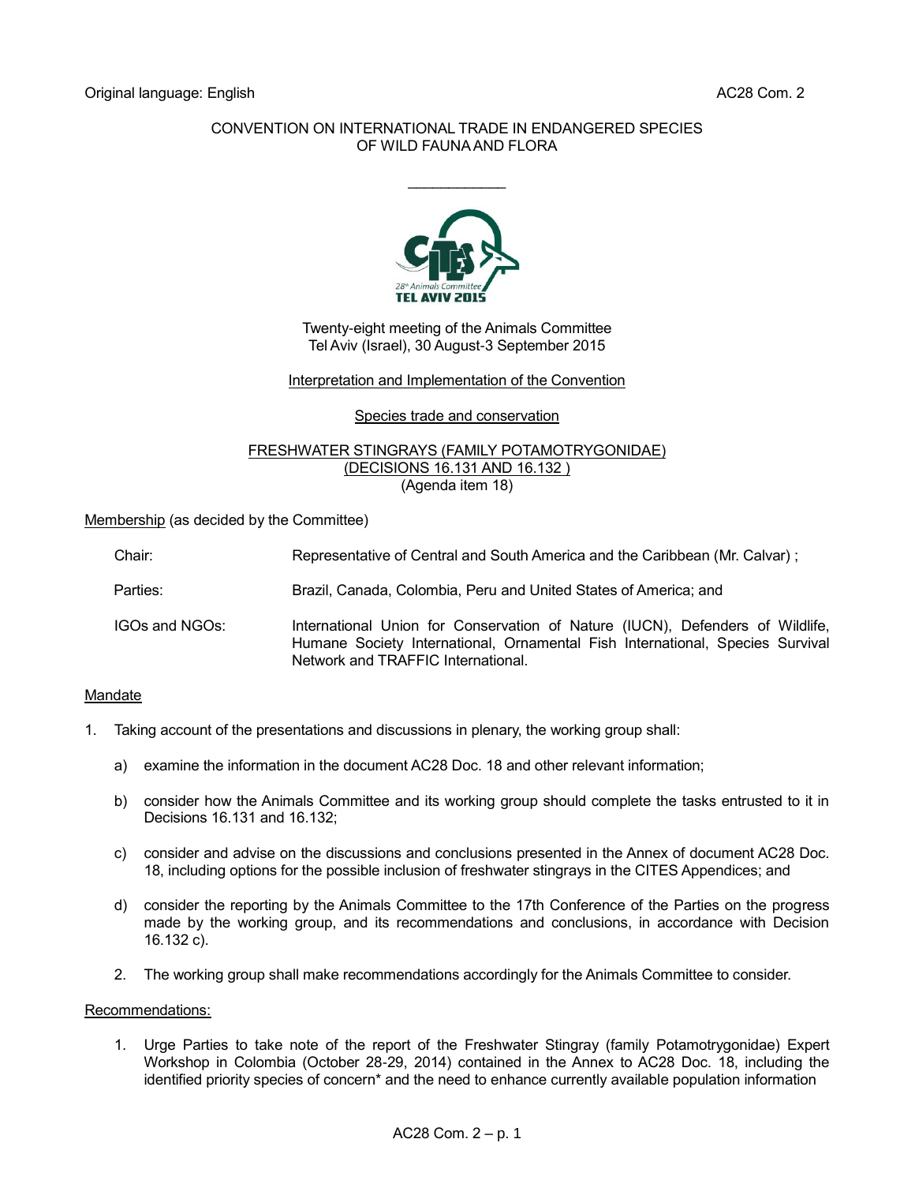Original language: English AC28 Com. 2

CONVENTION ON INTERNATIONAL TRADE IN ENDANGERED SPECIES
OF WILD FAUNA AND FLORA

---

Twenty-eight meeting of the Animals Committee
Tel Aviv (Israel), 30 August-3 September 2015

Interpretation and Implementation of the Convention

Species trade and conservation

FRESHWATER STINGRAYS (FAMILY POTAMOTRYGONIDAE)
(DECISIONS 16.131 AND 16.132 )
(Agenda item 18)

Membership (as decided by the Committee)

| | |
|---|---|
| Chair: | Representative of Central and South America and the Caribbean (Mr. Calvar) ; |
| Parties: | Brazil, Canada, Colombia, Peru and United States of America; and |
| IGOs and NGOs: | International Union for Conservation of Nature (IUCN), Defenders of Wildlife, Humane Society International, Ornamental Fish International, Species Survival Network and TRAFFIC International. |

Mandate

1. Taking account of the presentations and discussions in plenary, the working group shall:

   a) examine the information in the document AC28 Doc. 18 and other relevant information;

   b) consider how the Animals Committee and its working group should complete the tasks entrusted to it in Decisions 16.131 and 16.132;

   c) consider and advise on the discussions and conclusions presented in the Annex of document AC28 Doc. 18, including options for the possible inclusion of freshwater stingrays in the CITES Appendices; and

   d) consider the reporting by the Animals Committee to the 17th Conference of the Parties on the progress made by the working group, and its recommendations and conclusions, in accordance with Decision 16.132 c).

2. The working group shall make recommendations accordingly for the Animals Committee to consider.

Recommendations:

1. Urge Parties to take note of the report of the Freshwater Stingray (family Potamotrygonidae) Expert Workshop in Colombia (October 28-29, 2014) contained in the Annex to AC28 Doc. 18, including the identified priority species of concern* and the need to enhance currently available population information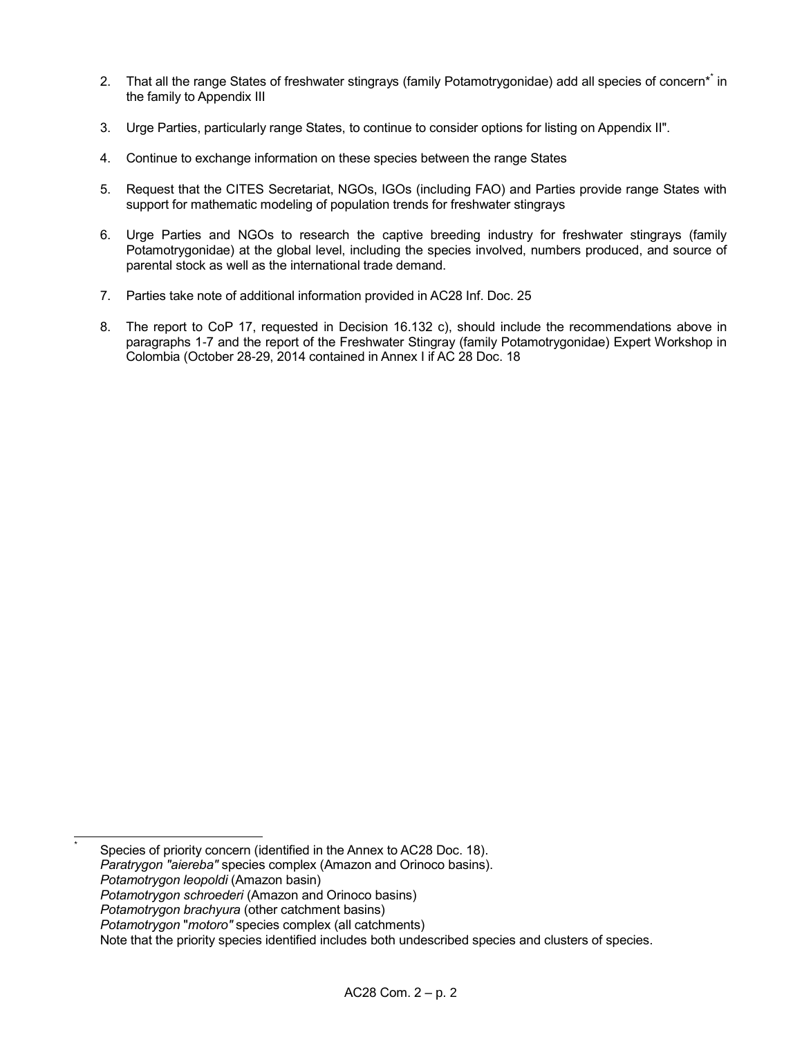2. That all the range States of freshwater stingrays (family Potamotrygonidae) add all species of concern* in the family to Appendix III

3. Urge Parties, particularly range States, to continue to consider options for listing on Appendix II".

4. Continue to exchange information on these species between the range States

5. Request that the CITES Secretariat, NGOs, IGOs (including FAO) and Parties provide range States with support for mathematic modeling of population trends for freshwater stingrays

6. Urge Parties and NGOs to research the captive breeding industry for freshwater stingrays (family Potamotrygonidae) at the global level, including the species involved, numbers produced, and source of parental stock as well as the international trade demand.

7. Parties take note of additional information provided in AC28 Inf. Doc. 25

8. The report to CoP 17, requested in Decision 16.132 c), should include the recommendations above in paragraphs 1-7 and the report of the Freshwater Stingray (family Potamotrygonidae) Expert Workshop in Colombia (October 28-29, 2014 contained in Annex I if AC 28 Doc. 18

---

\* Species of priority concern (identified in the Annex to AC28 Doc. 18).
*Paratrygon "aiereba"* species complex (Amazon and Orinoco basins).
*Potamotrygon leopoldi* (Amazon basin)
*Potamotrygon schroederi* (Amazon and Orinoco basins)
*Potamotrygon brachyura* (other catchment basins)
*Potamotrygon* "*motoro"* species complex (all catchments)
Note that the priority species identified includes both undescribed species and clusters of species.